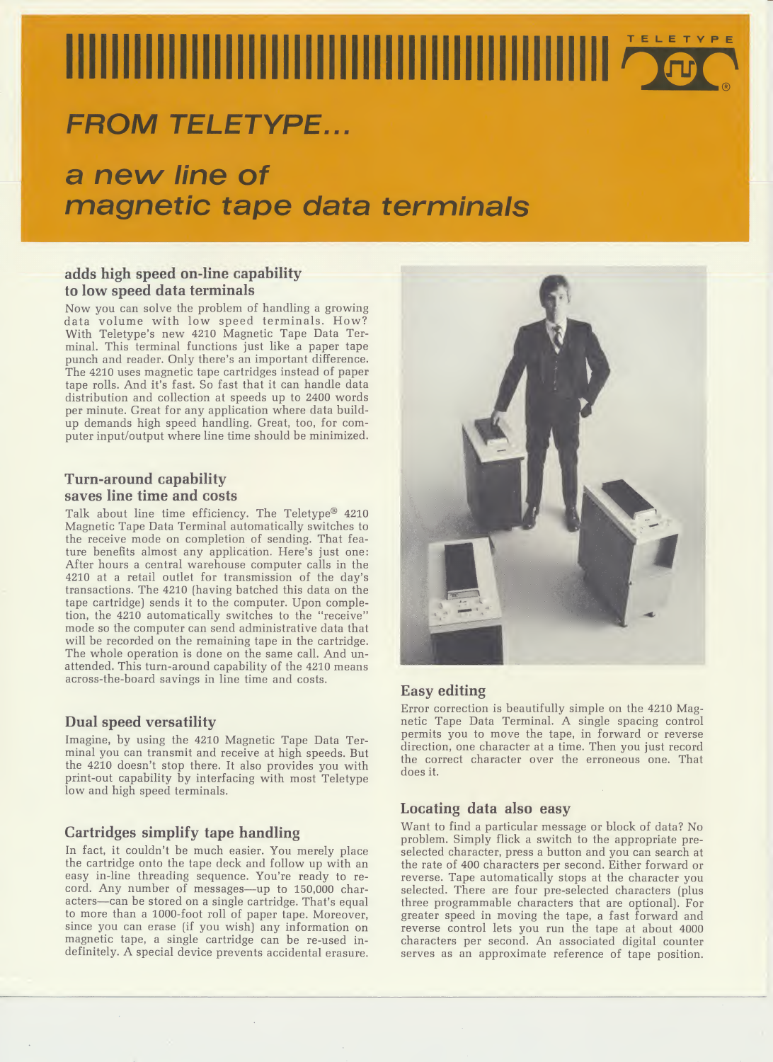TELETYPE

# FROM TELETYPE...

# a new line of magnetic tape data terminals

## adds high speed on-line capability to low speed data terminals

Now you can solve the problem of handling a growing data volume with low speed terminals. How? With Teletype's new 4210 Magnetic Tape Data Terminal. This terminal functions just like a paper tape punch and reader. Only there's an important difference. The 4210 uses magnetic tape cartridges instead of paper tape rolls. And it's fast. So fast that it can handle data distribution and collection at speeds up to 2400 words per minute. Great for any application where data build-up demands high speed handling. Great, too, for computer input/output where line time should be minimized.

## Turn-around capability saves line time and costs

Talk about line time efficiency. The Teletype® 4210 Magnetic Tape Data Terminal automatically switches to the receive mode on completion of sending. That feature benefits almost any application. Here's just one: After hours a central warehouse computer calls in the 4210 at a retail outlet for transmission of the day's transactions. The 4210 (having batched this data on the tape cartridge) sends it to the computer. Upon completion, the 4210 automatically switches to the "receive" mode so the computer can send administrative data that will be recorded on the remaining tape in the cartridge. The whole operation is done on the same call. And unattended. This turn-around capability of the 4210 means across-the-board savings in line time and costs.

## Dual speed versatility

Imagine, by using the 4210 Magnetic Tape Data Terminal you can transmit and receive at high speeds. But the 4210 doesn't stop there. It also provides you with print-out capability by interfacing with most Teletype low and high speed terminals.

## Cartridges simplify tape handling

In fact, it couldn't be much easier. You merely place the cartridge onto the tape deck and follow up with an easy in-line threading sequence. You're ready to record. Any number of messages—up to 150,000 characters—can be stored on a single cartridge. That's equal to more than a 1000-foot roll of paper tape. Moreover, since you can erase (if you wish) any information on magnetic tape, a single cartridge can be re-used indefinitely. A special device prevents accidental erasure.

## Easy editing

Error correction is beautifully simple on the 4210 Magnetic Tape Data Terminal. A single spacing control permits you to move the tape, in forward or reverse direction, one character at a time. Then you just record the correct character over the erroneous one. That does it.

## Locating data also easy

Want to find a particular message or block of data? No problem. Simply flick a switch to the appropriate preselected character, press a button and you can search at the rate of 400 characters per second. Either forward or reverse. Tape automatically stops at the character you selected. There are four pre-selected characters (plus three programmable characters that are optional). For greater speed in moving the tape, a fast forward and reverse control lets you run the tape at about 4000 characters per second. An associated digital counter serves as an approximate reference of tape position.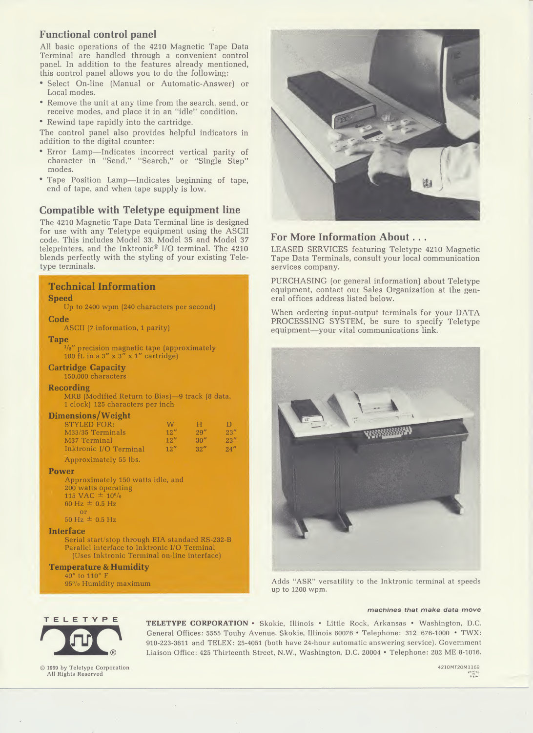## Functional control panel

All basic operations of the 4210 Magnetic Tape Data Terminal are handled through a convenient control panel. In addition to the features already mentioned, this control panel allows you to do the following:

- Select On-line (Manual or Automatic-Answer) or Local modes.
- Remove the unit at any time from the search, send, or receive modes, and place it in an "idle" condition.
- Rewind tape rapidly into the cartridge.

The control panel also provides helpful indicators in addition to the digital counter:

- Error Lamp—Indicates incorrect vertical parity of character in "Send," "Search," or "Single Step" modes.
- Tape Position Lamp—Indicates beginning of tape, end of tape, and when tape supply is low.

## Compatible with Teletype equipment line

The 4210 Magnetic Tape Data Terminal line is designed for use with any Teletype equipment using the ASCII code. This includes Model 33, Model 35 and Model 37 teleprinters, and the Inktronic® I/O terminal. The 4210 blends perfectly with the styling of your existing Teletype terminals.

## Technical Information

### Speed
Up to 2400 wpm (240 characters per second)

### Code
ASCII (7 information, 1 parity)

### Tape
1/2" precision magnetic tape (approximately 100 ft. in a 3" x 3" x 1" cartridge)

### Cartridge Capacity
150,000 characters

### Recording
MRB (Modified Return to Bias)—9 track (8 data, 1 clock) 125 characters per inch

### Dimensions/Weight

| STYLED FOR: | W | H | D |
|---|---|---|---|
| M33/35 Terminals | 12" | 29" | 23" |
| M37 Terminal | 12" | 30" | 23" |
| Inktronic I/O Terminal | 12" | 32" | 24" |

Approximately 55 lbs.

### Power
Approximately 150 watts idle, and 200 watts operating
115 VAC ± 10%
60 Hz ± 0.5 Hz
or
50 Hz ± 0.5 Hz

### Interface
Serial start/stop through EIA standard RS-232-B
Parallel interface to Inktronic I/O Terminal (Uses Inktronic Terminal on-line interface)

### Temperature & Humidity
40° to 110° F
95% Humidity maximum

## For More Information About . . .

LEASED SERVICES featuring Teletype 4210 Magnetic Tape Data Terminals, consult your local communication services company.

PURCHASING (or general information) about Teletype equipment, contact our Sales Organization at the general offices address listed below.

When ordering input-output terminals for your DATA PROCESSING SYSTEM, be sure to specify Teletype equipment—your vital communications link.

Adds "ASR" versatility to the Inktronic terminal at speeds up to 1200 wpm.

*machines that make data move*

TELETYPE

**TELETYPE CORPORATION** • Skokie, Illinois • Little Rock, Arkansas • Washington, D.C. General Offices: 5555 Touhy Avenue, Skokie, Illinois 60076 • Telephone: 312 676-1000 • TWX: 910-223-3611 and TELEX: 25-4051 (both have 24-hour automatic answering service). Government Liaison Office: 425 Thirteenth Street, N.W., Washington, D.C. 20004 • Telephone: 202 ME 8-1016.

© 1969 by Teletype Corporation
All Rights Reserved

4210MT20M1169